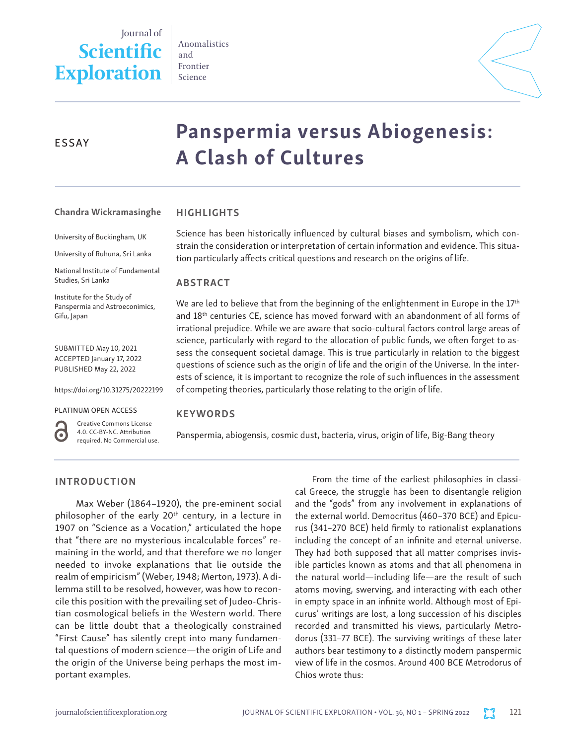Journal of **Scientific Exploration**

Anomalistics and Frontier Science

ESSAY

# Panspermia versus Abiogenesis: A Clash of Cultures

**Chandra Wickramasinghe**

University of Buckingham, UK

University of Ruhuna, Sri Lanka

National Institute of Fundamental Studies, Sri Lanka

Institute for the Study of Panspermia and Astroeconimics, Gifu, Japan

SUBMITTED May 10, 2021
ACCEPTED January 17, 2022
PUBLISHED May 22, 2022

https://doi.org/10.31275/20222199

PLATINUM OPEN ACCESS

Creative Commons License 4.0. CC-BY-NC. Attribution required. No Commercial use.

## HIGHLIGHTS

Science has been historically influenced by cultural biases and symbolism, which constrain the consideration or interpretation of certain information and evidence. This situation particularly affects critical questions and research on the origins of life.

## ABSTRACT

We are led to believe that from the beginning of the enlightenment in Europe in the 17th and 18th centuries CE, science has moved forward with an abandonment of all forms of irrational prejudice. While we are aware that socio-cultural factors control large areas of science, particularly with regard to the allocation of public funds, we often forget to assess the consequent societal damage. This is true particularly in relation to the biggest questions of science such as the origin of life and the origin of the Universe. In the interests of science, it is important to recognize the role of such influences in the assessment of competing theories, particularly those relating to the origin of life.

## KEYWORDS

Panspermia, abiogensis, cosmic dust, bacteria, virus, origin of life, Big-Bang theory

## INTRODUCTION

Max Weber (1864–1920), the pre-eminent social philosopher of the early 20th century, in a lecture in 1907 on "Science as a Vocation," articulated the hope that "there are no mysterious incalculable forces" remaining in the world, and that therefore we no longer needed to invoke explanations that lie outside the realm of empiricism" (Weber, 1948; Merton, 1973). A dilemma still to be resolved, however, was how to reconcile this position with the prevailing set of Judeo-Christian cosmological beliefs in the Western world. There can be little doubt that a theologically constrained "First Cause" has silently crept into many fundamental questions of modern science—the origin of Life and the origin of the Universe being perhaps the most important examples.

From the time of the earliest philosophies in classical Greece, the struggle has been to disentangle religion and the "gods" from any involvement in explanations of the external world. Democritus (460–370 BCE) and Epicurus (341–270 BCE) held firmly to rationalist explanations including the concept of an infinite and eternal universe. They had both supposed that all matter comprises invisible particles known as atoms and that all phenomena in the natural world—including life—are the result of such atoms moving, swerving, and interacting with each other in empty space in an infinite world. Although most of Epicurus' writings are lost, a long succession of his disciples recorded and transmitted his views, particularly Metrodorus (331–77 BCE). The surviving writings of these later authors bear testimony to a distinctly modern panspermic view of life in the cosmos. Around 400 BCE Metrodorus of Chios wrote thus: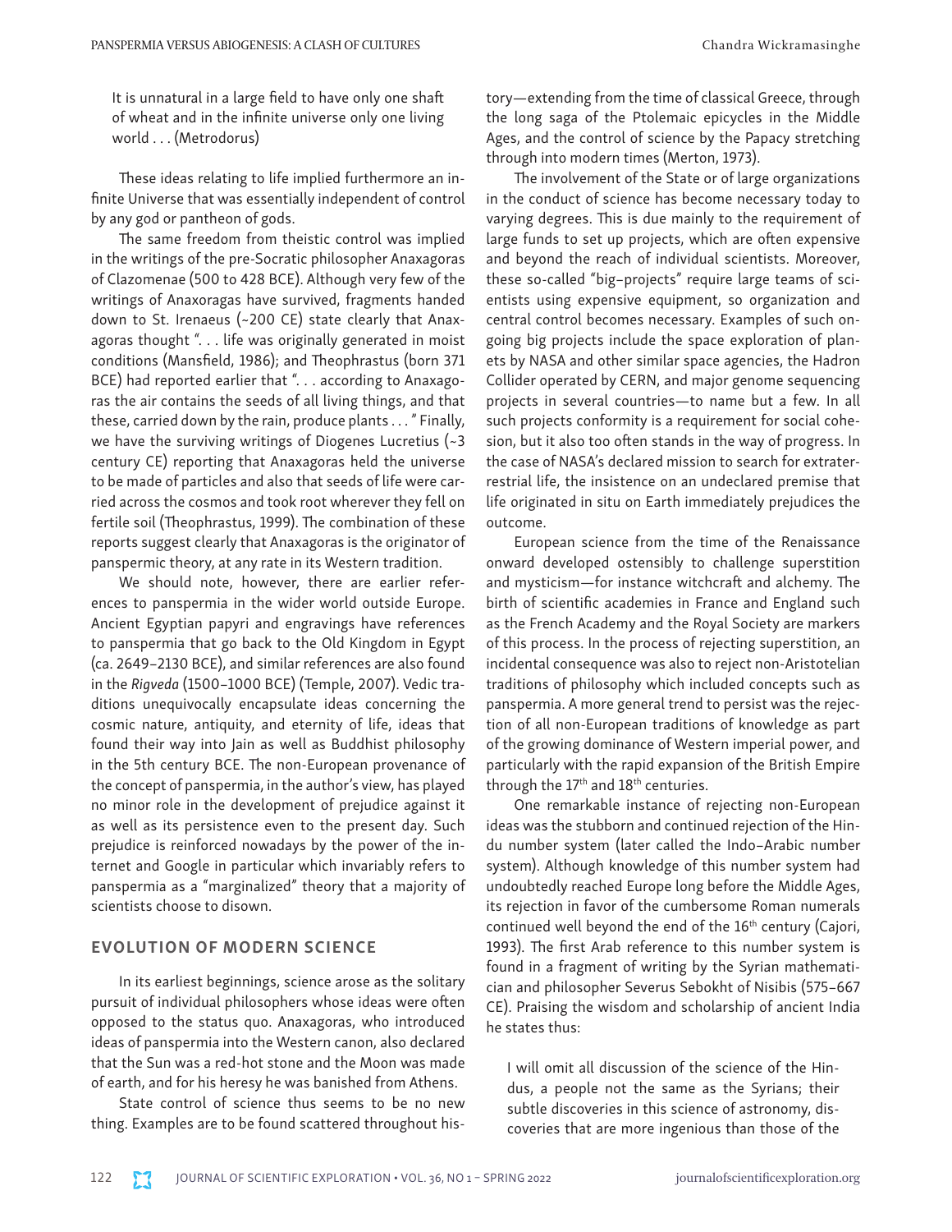> It is unnatural in a large field to have only one shaft of wheat and in the infinite universe only one living world . . . (Metrodorus)

These ideas relating to life implied furthermore an infinite Universe that was essentially independent of control by any god or pantheon of gods.

The same freedom from theistic control was implied in the writings of the pre-Socratic philosopher Anaxagoras of Clazomenae (500 to 428 BCE). Although very few of the writings of Anaxoragas have survived, fragments handed down to St. Irenaeus (~200 CE) state clearly that Anaxagoras thought ". . . life was originally generated in moist conditions (Mansfield, 1986); and Theophrastus (born 371 BCE) had reported earlier that ". . . according to Anaxagoras the air contains the seeds of all living things, and that these, carried down by the rain, produce plants . . . " Finally, we have the surviving writings of Diogenes Lucretius (~3 century CE) reporting that Anaxagoras held the universe to be made of particles and also that seeds of life were carried across the cosmos and took root wherever they fell on fertile soil (Theophrastus, 1999). The combination of these reports suggest clearly that Anaxagoras is the originator of panspermic theory, at any rate in its Western tradition.

We should note, however, there are earlier references to panspermia in the wider world outside Europe. Ancient Egyptian papyri and engravings have references to panspermia that go back to the Old Kingdom in Egypt (ca. 2649–2130 BCE), and similar references are also found in the *Rigveda* (1500–1000 BCE) (Temple, 2007). Vedic traditions unequivocally encapsulate ideas concerning the cosmic nature, antiquity, and eternity of life, ideas that found their way into Jain as well as Buddhist philosophy in the 5th century BCE. The non-European provenance of the concept of panspermia, in the author's view, has played no minor role in the development of prejudice against it as well as its persistence even to the present day. Such prejudice is reinforced nowadays by the power of the internet and Google in particular which invariably refers to panspermia as a "marginalized" theory that a majority of scientists choose to disown.

## EVOLUTION OF MODERN SCIENCE

In its earliest beginnings, science arose as the solitary pursuit of individual philosophers whose ideas were often opposed to the status quo. Anaxagoras, who introduced ideas of panspermia into the Western canon, also declared that the Sun was a red-hot stone and the Moon was made of earth, and for his heresy he was banished from Athens.

State control of science thus seems to be no new thing. Examples are to be found scattered throughout history—extending from the time of classical Greece, through the long saga of the Ptolemaic epicycles in the Middle Ages, and the control of science by the Papacy stretching through into modern times (Merton, 1973).

The involvement of the State or of large organizations in the conduct of science has become necessary today to varying degrees. This is due mainly to the requirement of large funds to set up projects, which are often expensive and beyond the reach of individual scientists. Moreover, these so-called "big–projects" require large teams of scientists using expensive equipment, so organization and central control becomes necessary. Examples of such ongoing big projects include the space exploration of planets by NASA and other similar space agencies, the Hadron Collider operated by CERN, and major genome sequencing projects in several countries—to name but a few. In all such projects conformity is a requirement for social cohesion, but it also too often stands in the way of progress. In the case of NASA's declared mission to search for extraterrestrial life, the insistence on an undeclared premise that life originated in situ on Earth immediately prejudices the outcome.

European science from the time of the Renaissance onward developed ostensibly to challenge superstition and mysticism—for instance witchcraft and alchemy. The birth of scientific academies in France and England such as the French Academy and the Royal Society are markers of this process. In the process of rejecting superstition, an incidental consequence was also to reject non-Aristotelian traditions of philosophy which included concepts such as panspermia. A more general trend to persist was the rejection of all non-European traditions of knowledge as part of the growing dominance of Western imperial power, and particularly with the rapid expansion of the British Empire through the 17th and 18th centuries.

One remarkable instance of rejecting non-European ideas was the stubborn and continued rejection of the Hindu number system (later called the Indo–Arabic number system). Although knowledge of this number system had undoubtedly reached Europe long before the Middle Ages, its rejection in favor of the cumbersome Roman numerals continued well beyond the end of the 16th century (Cajori, 1993). The first Arab reference to this number system is found in a fragment of writing by the Syrian mathematician and philosopher Severus Sebokht of Nisibis (575–667 CE). Praising the wisdom and scholarship of ancient India he states thus:

> I will omit all discussion of the science of the Hindus, a people not the same as the Syrians; their subtle discoveries in this science of astronomy, discoveries that are more ingenious than those of the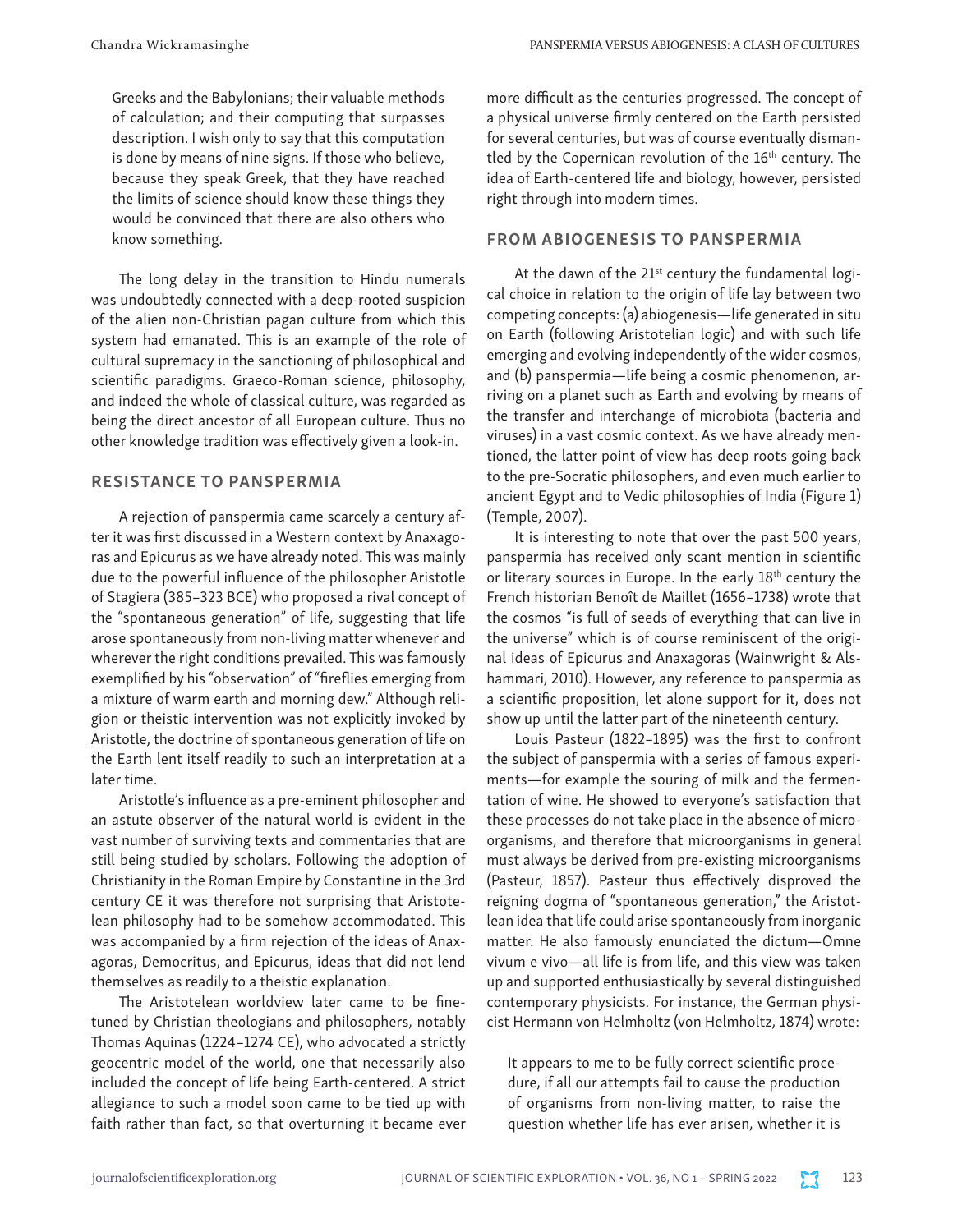> Greeks and the Babylonians; their valuable methods of calculation; and their computing that surpasses description. I wish only to say that this computation is done by means of nine signs. If those who believe, because they speak Greek, that they have reached the limits of science should know these things they would be convinced that there are also others who know something.

The long delay in the transition to Hindu numerals was undoubtedly connected with a deep-rooted suspicion of the alien non-Christian pagan culture from which this system had emanated. This is an example of the role of cultural supremacy in the sanctioning of philosophical and scientific paradigms. Graeco-Roman science, philosophy, and indeed the whole of classical culture, was regarded as being the direct ancestor of all European culture. Thus no other knowledge tradition was effectively given a look-in.

## RESISTANCE TO PANSPERMIA

A rejection of panspermia came scarcely a century after it was first discussed in a Western context by Anaxagoras and Epicurus as we have already noted. This was mainly due to the powerful influence of the philosopher Aristotle of Stagiera (385–323 BCE) who proposed a rival concept of the "spontaneous generation" of life, suggesting that life arose spontaneously from non-living matter whenever and wherever the right conditions prevailed. This was famously exemplified by his "observation" of "fireflies emerging from a mixture of warm earth and morning dew." Although religion or theistic intervention was not explicitly invoked by Aristotle, the doctrine of spontaneous generation of life on the Earth lent itself readily to such an interpretation at a later time.

Aristotle's influence as a pre-eminent philosopher and an astute observer of the natural world is evident in the vast number of surviving texts and commentaries that are still being studied by scholars. Following the adoption of Christianity in the Roman Empire by Constantine in the 3rd century CE it was therefore not surprising that Aristotelean philosophy had to be somehow accommodated. This was accompanied by a firm rejection of the ideas of Anaxagoras, Democritus, and Epicurus, ideas that did not lend themselves as readily to a theistic explanation.

The Aristotelean worldview later came to be fine-tuned by Christian theologians and philosophers, notably Thomas Aquinas (1224–1274 CE), who advocated a strictly geocentric model of the world, one that necessarily also included the concept of life being Earth-centered. A strict allegiance to such a model soon came to be tied up with faith rather than fact, so that overturning it became ever more difficult as the centuries progressed. The concept of a physical universe firmly centered on the Earth persisted for several centuries, but was of course eventually dismantled by the Copernican revolution of the 16th century. The idea of Earth-centered life and biology, however, persisted right through into modern times.

## FROM ABIOGENESIS TO PANSPERMIA

At the dawn of the 21st century the fundamental logical choice in relation to the origin of life lay between two competing concepts: (a) abiogenesis—life generated in situ on Earth (following Aristotelian logic) and with such life emerging and evolving independently of the wider cosmos, and (b) panspermia—life being a cosmic phenomenon, arriving on a planet such as Earth and evolving by means of the transfer and interchange of microbiota (bacteria and viruses) in a vast cosmic context. As we have already mentioned, the latter point of view has deep roots going back to the pre-Socratic philosophers, and even much earlier to ancient Egypt and to Vedic philosophies of India (Figure 1) (Temple, 2007).

It is interesting to note that over the past 500 years, panspermia has received only scant mention in scientific or literary sources in Europe. In the early 18th century the French historian Benoît de Maillet (1656–1738) wrote that the cosmos "is full of seeds of everything that can live in the universe" which is of course reminiscent of the original ideas of Epicurus and Anaxagoras (Wainwright & Alshammari, 2010). However, any reference to panspermia as a scientific proposition, let alone support for it, does not show up until the latter part of the nineteenth century.

Louis Pasteur (1822–1895) was the first to confront the subject of panspermia with a series of famous experiments—for example the souring of milk and the fermentation of wine. He showed to everyone's satisfaction that these processes do not take place in the absence of microorganisms, and therefore that microorganisms in general must always be derived from pre-existing microorganisms (Pasteur, 1857). Pasteur thus effectively disproved the reigning dogma of "spontaneous generation," the Aristotlean idea that life could arise spontaneously from inorganic matter. He also famously enunciated the dictum—Omne vivum e vivo—all life is from life, and this view was taken up and supported enthusiastically by several distinguished contemporary physicists. For instance, the German physicist Hermann von Helmholtz (von Helmholtz, 1874) wrote:

> It appears to me to be fully correct scientific procedure, if all our attempts fail to cause the production of organisms from non-living matter, to raise the question whether life has ever arisen, whether it is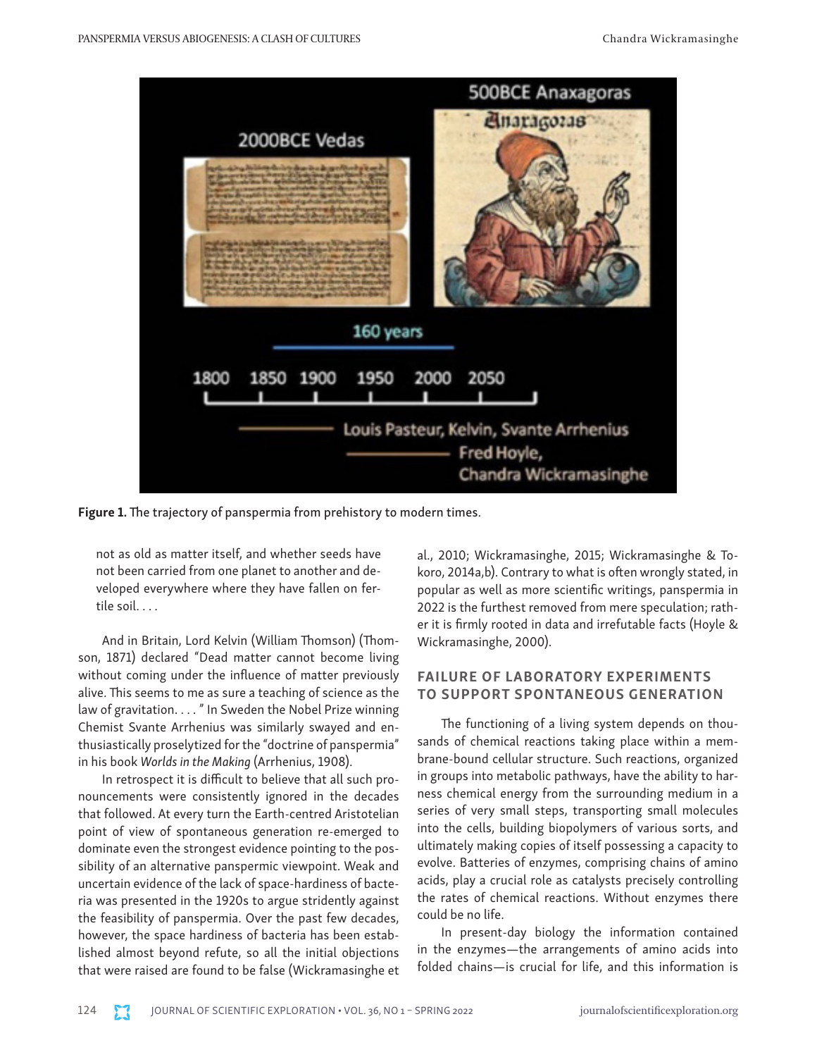**Figure 1.** The trajectory of panspermia from prehistory to modern times.

> not as old as matter itself, and whether seeds have not been carried from one planet to another and developed everywhere where they have fallen on fertile soil. . . .

And in Britain, Lord Kelvin (William Thomson) (Thomson, 1871) declared "Dead matter cannot become living without coming under the influence of matter previously alive. This seems to me as sure a teaching of science as the law of gravitation. . . . " In Sweden the Nobel Prize winning Chemist Svante Arrhenius was similarly swayed and enthusiastically proselytized for the "doctrine of panspermia" in his book *Worlds in the Making* (Arrhenius, 1908).

In retrospect it is difficult to believe that all such pronouncements were consistently ignored in the decades that followed. At every turn the Earth-centred Aristotelian point of view of spontaneous generation re-emerged to dominate even the strongest evidence pointing to the possibility of an alternative panspermic viewpoint. Weak and uncertain evidence of the lack of space-hardiness of bacteria was presented in the 1920s to argue stridently against the feasibility of panspermia. Over the past few decades, however, the space hardiness of bacteria has been established almost beyond refute, so all the initial objections that were raised are found to be false (Wickramasinghe et al., 2010; Wickramasinghe, 2015; Wickramasinghe & Tokoro, 2014a,b). Contrary to what is often wrongly stated, in popular as well as more scientific writings, panspermia in 2022 is the furthest removed from mere speculation; rather it is firmly rooted in data and irrefutable facts (Hoyle & Wickramasinghe, 2000).

## FAILURE OF LABORATORY EXPERIMENTS TO SUPPORT SPONTANEOUS GENERATION

The functioning of a living system depends on thousands of chemical reactions taking place within a membrane-bound cellular structure. Such reactions, organized in groups into metabolic pathways, have the ability to harness chemical energy from the surrounding medium in a series of very small steps, transporting small molecules into the cells, building biopolymers of various sorts, and ultimately making copies of itself possessing a capacity to evolve. Batteries of enzymes, comprising chains of amino acids, play a crucial role as catalysts precisely controlling the rates of chemical reactions. Without enzymes there could be no life.

In present-day biology the information contained in the enzymes—the arrangements of amino acids into folded chains—is crucial for life, and this information is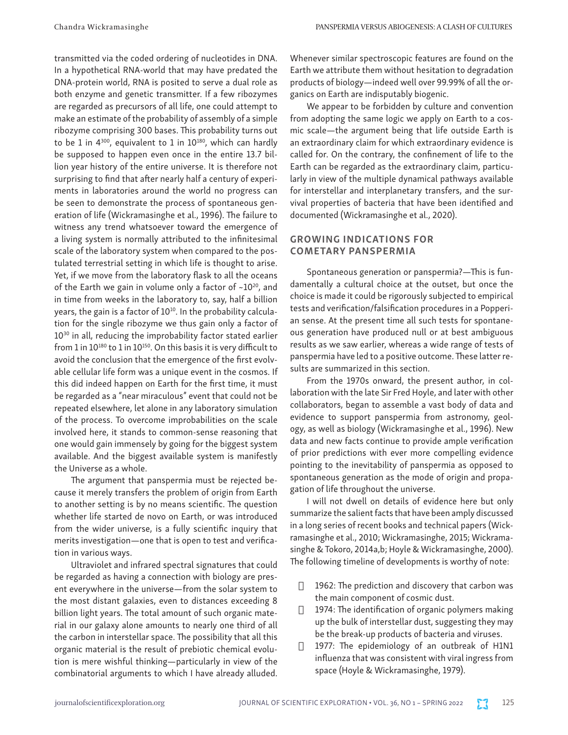transmitted via the coded ordering of nucleotides in DNA. In a hypothetical RNA-world that may have predated the DNA-protein world, RNA is posited to serve a dual role as both enzyme and genetic transmitter. If a few ribozymes are regarded as precursors of all life, one could attempt to make an estimate of the probability of assembly of a simple ribozyme comprising 300 bases. This probability turns out to be 1 in $4^{300}$, equivalent to 1 in $10^{180}$, which can hardly be supposed to happen even once in the entire 13.7 billion year history of the entire universe. It is therefore not surprising to find that after nearly half a century of experiments in laboratories around the world no progress can be seen to demonstrate the process of spontaneous generation of life (Wickramasinghe et al., 1996). The failure to witness any trend whatsoever toward the emergence of a living system is normally attributed to the infinitesimal scale of the laboratory system when compared to the postulated terrestrial setting in which life is thought to arise. Yet, if we move from the laboratory flask to all the oceans of the Earth we gain in volume only a factor of ~$10^{20}$, and in time from weeks in the laboratory to, say, half a billion years, the gain is a factor of $10^{10}$. In the probability calculation for the single ribozyme we thus gain only a factor of $10^{30}$ in all, reducing the improbability factor stated earlier from 1 in $10^{180}$ to 1 in $10^{150}$. On this basis it is very difficult to avoid the conclusion that the emergence of the first evolvable cellular life form was a unique event in the cosmos. If this did indeed happen on Earth for the first time, it must be regarded as a "near miraculous" event that could not be repeated elsewhere, let alone in any laboratory simulation of the process. To overcome improbabilities on the scale involved here, it stands to common-sense reasoning that one would gain immensely by going for the biggest system available. And the biggest available system is manifestly the Universe as a whole.

The argument that panspermia must be rejected because it merely transfers the problem of origin from Earth to another setting is by no means scientific. The question whether life started de novo on Earth, or was introduced from the wider universe, is a fully scientific inquiry that merits investigation—one that is open to test and verification in various ways.

Ultraviolet and infrared spectral signatures that could be regarded as having a connection with biology are present everywhere in the universe—from the solar system to the most distant galaxies, even to distances exceeding 8 billion light years. The total amount of such organic material in our galaxy alone amounts to nearly one third of all the carbon in interstellar space. The possibility that all this organic material is the result of prebiotic chemical evolution is mere wishful thinking—particularly in view of the combinatorial arguments to which I have already alluded. Whenever similar spectroscopic features are found on the Earth we attribute them without hesitation to degradation products of biology—indeed well over 99.99% of all the organics on Earth are indisputably biogenic.

We appear to be forbidden by culture and convention from adopting the same logic we apply on Earth to a cosmic scale—the argument being that life outside Earth is an extraordinary claim for which extraordinary evidence is called for. On the contrary, the confinement of life to the Earth can be regarded as the extraordinary claim, particularly in view of the multiple dynamical pathways available for interstellar and interplanetary transfers, and the survival properties of bacteria that have been identified and documented (Wickramasinghe et al., 2020).

## GROWING INDICATIONS FOR COMETARY PANSPERMIA

Spontaneous generation or panspermia?—This is fundamentally a cultural choice at the outset, but once the choice is made it could be rigorously subjected to empirical tests and verification/falsification procedures in a Popperian sense. At the present time all such tests for spontaneous generation have produced null or at best ambiguous results as we saw earlier, whereas a wide range of tests of panspermia have led to a positive outcome. These latter results are summarized in this section.

From the 1970s onward, the present author, in collaboration with the late Sir Fred Hoyle, and later with other collaborators, began to assemble a vast body of data and evidence to support panspermia from astronomy, geology, as well as biology (Wickramasinghe et al., 1996). New data and new facts continue to provide ample verification of prior predictions with ever more compelling evidence pointing to the inevitability of panspermia as opposed to spontaneous generation as the mode of origin and propagation of life throughout the universe.

I will not dwell on details of evidence here but only summarize the salient facts that have been amply discussed in a long series of recent books and technical papers (Wickramasinghe et al., 2010; Wickramasinghe, 2015; Wickramasinghe & Tokoro, 2014a,b; Hoyle & Wickramasinghe, 2000). The following timeline of developments is worthy of note:

- 1962: The prediction and discovery that carbon was the main component of cosmic dust.
- 1974: The identification of organic polymers making up the bulk of interstellar dust, suggesting they may be the break-up products of bacteria and viruses.
- 1977: The epidemiology of an outbreak of H1N1 influenza that was consistent with viral ingress from space (Hoyle & Wickramasinghe, 1979).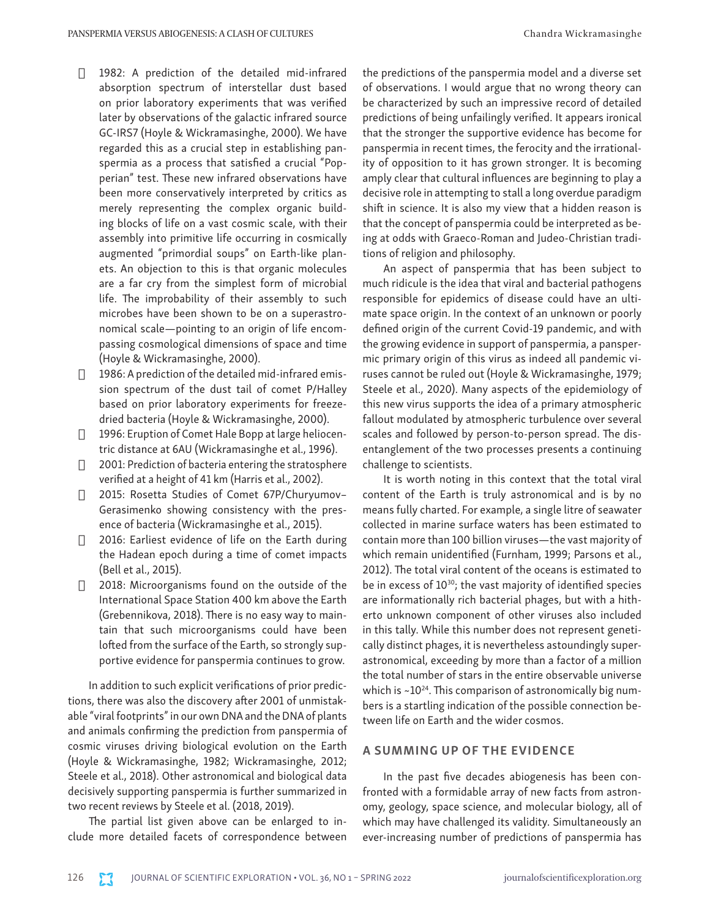- 1982: A prediction of the detailed mid-infrared absorption spectrum of interstellar dust based on prior laboratory experiments that was verified later by observations of the galactic infrared source GC-IRS7 (Hoyle & Wickramasinghe, 2000). We have regarded this as a crucial step in establishing panspermia as a process that satisfied a crucial "Popperian" test. These new infrared observations have been more conservatively interpreted by critics as merely representing the complex organic building blocks of life on a vast cosmic scale, with their assembly into primitive life occurring in cosmically augmented "primordial soups" on Earth-like planets. An objection to this is that organic molecules are a far cry from the simplest form of microbial life. The improbability of their assembly to such microbes have been shown to be on a superastronomical scale—pointing to an origin of life encompassing cosmological dimensions of space and time (Hoyle & Wickramasinghe, 2000).
- 1986: A prediction of the detailed mid-infrared emission spectrum of the dust tail of comet P/Halley based on prior laboratory experiments for freeze-dried bacteria (Hoyle & Wickramasinghe, 2000).
- 1996: Eruption of Comet Hale Bopp at large heliocentric distance at 6AU (Wickramasinghe et al., 1996).
- 2001: Prediction of bacteria entering the stratosphere verified at a height of 41 km (Harris et al., 2002).
- 2015: Rosetta Studies of Comet 67P/Churyumov–Gerasimenko showing consistency with the presence of bacteria (Wickramasinghe et al., 2015).
- 2016: Earliest evidence of life on the Earth during the Hadean epoch during a time of comet impacts (Bell et al., 2015).
- 2018: Microorganisms found on the outside of the International Space Station 400 km above the Earth (Grebennikova, 2018). There is no easy way to maintain that such microorganisms could have been lofted from the surface of the Earth, so strongly supportive evidence for panspermia continues to grow.

In addition to such explicit verifications of prior predictions, there was also the discovery after 2001 of unmistakable "viral footprints" in our own DNA and the DNA of plants and animals confirming the prediction from panspermia of cosmic viruses driving biological evolution on the Earth (Hoyle & Wickramasinghe, 1982; Wickramasinghe, 2012; Steele et al., 2018). Other astronomical and biological data decisively supporting panspermia is further summarized in two recent reviews by Steele et al. (2018, 2019).

The partial list given above can be enlarged to include more detailed facets of correspondence between the predictions of the panspermia model and a diverse set of observations. I would argue that no wrong theory can be characterized by such an impressive record of detailed predictions of being unfailingly verified. It appears ironical that the stronger the supportive evidence has become for panspermia in recent times, the ferocity and the irrationality of opposition to it has grown stronger. It is becoming amply clear that cultural influences are beginning to play a decisive role in attempting to stall a long overdue paradigm shift in science. It is also my view that a hidden reason is that the concept of panspermia could be interpreted as being at odds with Graeco-Roman and Judeo-Christian traditions of religion and philosophy.

An aspect of panspermia that has been subject to much ridicule is the idea that viral and bacterial pathogens responsible for epidemics of disease could have an ultimate space origin. In the context of an unknown or poorly defined origin of the current Covid-19 pandemic, and with the growing evidence in support of panspermia, a panspermic primary origin of this virus as indeed all pandemic viruses cannot be ruled out (Hoyle & Wickramasinghe, 1979; Steele et al., 2020). Many aspects of the epidemiology of this new virus supports the idea of a primary atmospheric fallout modulated by atmospheric turbulence over several scales and followed by person-to-person spread. The disentanglement of the two processes presents a continuing challenge to scientists.

It is worth noting in this context that the total viral content of the Earth is truly astronomical and is by no means fully charted. For example, a single litre of seawater collected in marine surface waters has been estimated to contain more than 100 billion viruses—the vast majority of which remain unidentified (Furnham, 1999; Parsons et al., 2012). The total viral content of the oceans is estimated to be in excess of $10^{30}$; the vast majority of identified species are informationally rich bacterial phages, but with a hitherto unknown component of other viruses also included in this tally. While this number does not represent genetically distinct phages, it is nevertheless astoundingly superastronomical, exceeding by more than a factor of a million the total number of stars in the entire observable universe which is ~$10^{24}$. This comparison of astronomically big numbers is a startling indication of the possible connection between life on Earth and the wider cosmos.

## A SUMMING UP OF THE EVIDENCE

In the past five decades abiogenesis has been confronted with a formidable array of new facts from astronomy, geology, space science, and molecular biology, all of which may have challenged its validity. Simultaneously an ever-increasing number of predictions of panspermia has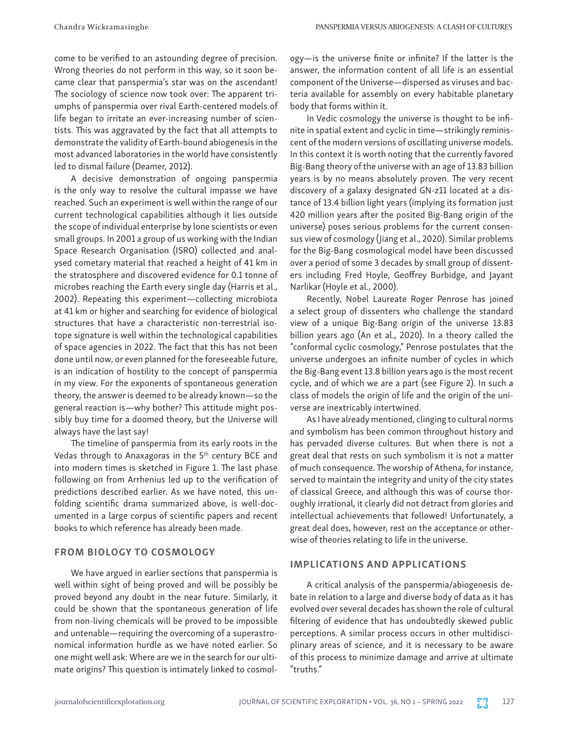come to be verified to an astounding degree of precision. Wrong theories do not perform in this way, so it soon became clear that panspermia's star was on the ascendant! The sociology of science now took over: The apparent triumphs of panspermia over rival Earth-centered models of life began to irritate an ever-increasing number of scientists. This was aggravated by the fact that all attempts to demonstrate the validity of Earth-bound abiogenesis in the most advanced laboratories in the world have consistently led to dismal failure (Deamer, 2012).

A decisive demonstration of ongoing panspermia is the only way to resolve the cultural impasse we have reached. Such an experiment is well within the range of our current technological capabilities although it lies outside the scope of individual enterprise by lone scientists or even small groups. In 2001 a group of us working with the Indian Space Research Organisation (ISRO) collected and analysed cometary material that reached a height of 41 km in the stratosphere and discovered evidence for 0.1 tonne of microbes reaching the Earth every single day (Harris et al., 2002). Repeating this experiment—collecting microbiota at 41 km or higher and searching for evidence of biological structures that have a characteristic non-terrestrial isotope signature is well within the technological capabilities of space agencies in 2022. The fact that this has not been done until now, or even planned for the foreseeable future, is an indication of hostility to the concept of panspermia in my view. For the exponents of spontaneous generation theory, the answer is deemed to be already known—so the general reaction is—why bother? This attitude might possibly buy time for a doomed theory, but the Universe will always have the last say!

The timeline of panspermia from its early roots in the Vedas through to Anaxagoras in the 5th century BCE and into modern times is sketched in Figure 1. The last phase following on from Arrhenius led up to the verification of predictions described earlier. As we have noted, this unfolding scientific drama summarized above, is well-documented in a large corpus of scientific papers and recent books to which reference has already been made.

## FROM BIOLOGY TO COSMOLOGY

We have argued in earlier sections that panspermia is well within sight of being proved and will be possibly be proved beyond any doubt in the near future. Similarly, it could be shown that the spontaneous generation of life from non-living chemicals will be proved to be impossible and untenable—requiring the overcoming of a superastronomical information hurdle as we have noted earlier. So one might well ask: Where are we in the search for our ultimate origins? This question is intimately linked to cosmology—is the universe finite or infinite? If the latter is the answer, the information content of all life is an essential component of the Universe—dispersed as viruses and bacteria available for assembly on every habitable planetary body that forms within it.

In Vedic cosmology the universe is thought to be infinite in spatial extent and cyclic in time—strikingly reminiscent of the modern versions of oscillating universe models. In this context it is worth noting that the currently favored Big-Bang theory of the universe with an age of 13.83 billion years is by no means absolutely proven. The very recent discovery of a galaxy designated GN-z11 located at a distance of 13.4 billion light years (implying its formation just 420 million years after the posited Big-Bang origin of the universe) poses serious problems for the current consensus view of cosmology (Jiang et al., 2020). Similar problems for the Big-Bang cosmological model have been discussed over a period of some 3 decades by small group of dissenters including Fred Hoyle, Geoffrey Burbidge, and Jayant Narlikar (Hoyle et al., 2000).

Recently, Nobel Laureate Roger Penrose has joined a select group of dissenters who challenge the standard view of a unique Big-Bang origin of the universe 13.83 billion years ago (An et al., 2020). In a theory called the "conformal cyclic cosmology," Penrose postulates that the universe undergoes an infinite number of cycles in which the Big-Bang event 13.8 billion years ago is the most recent cycle, and of which we are a part (see Figure 2). In such a class of models the origin of life and the origin of the universe are inextricably intertwined.

As I have already mentioned, clinging to cultural norms and symbolism has been common throughout history and has pervaded diverse cultures. But when there is not a great deal that rests on such symbolism it is not a matter of much consequence. The worship of Athena, for instance, served to maintain the integrity and unity of the city states of classical Greece, and although this was of course thoroughly irrational, it clearly did not detract from glories and intellectual achievements that followed! Unfortunately, a great deal does, however, rest on the acceptance or otherwise of theories relating to life in the universe.

## IMPLICATIONS AND APPLICATIONS

A critical analysis of the panspermia/abiogenesis debate in relation to a large and diverse body of data as it has evolved over several decades has shown the role of cultural filtering of evidence that has undoubtedly skewed public perceptions. A similar process occurs in other multidisciplinary areas of science, and it is necessary to be aware of this process to minimize damage and arrive at ultimate "truths."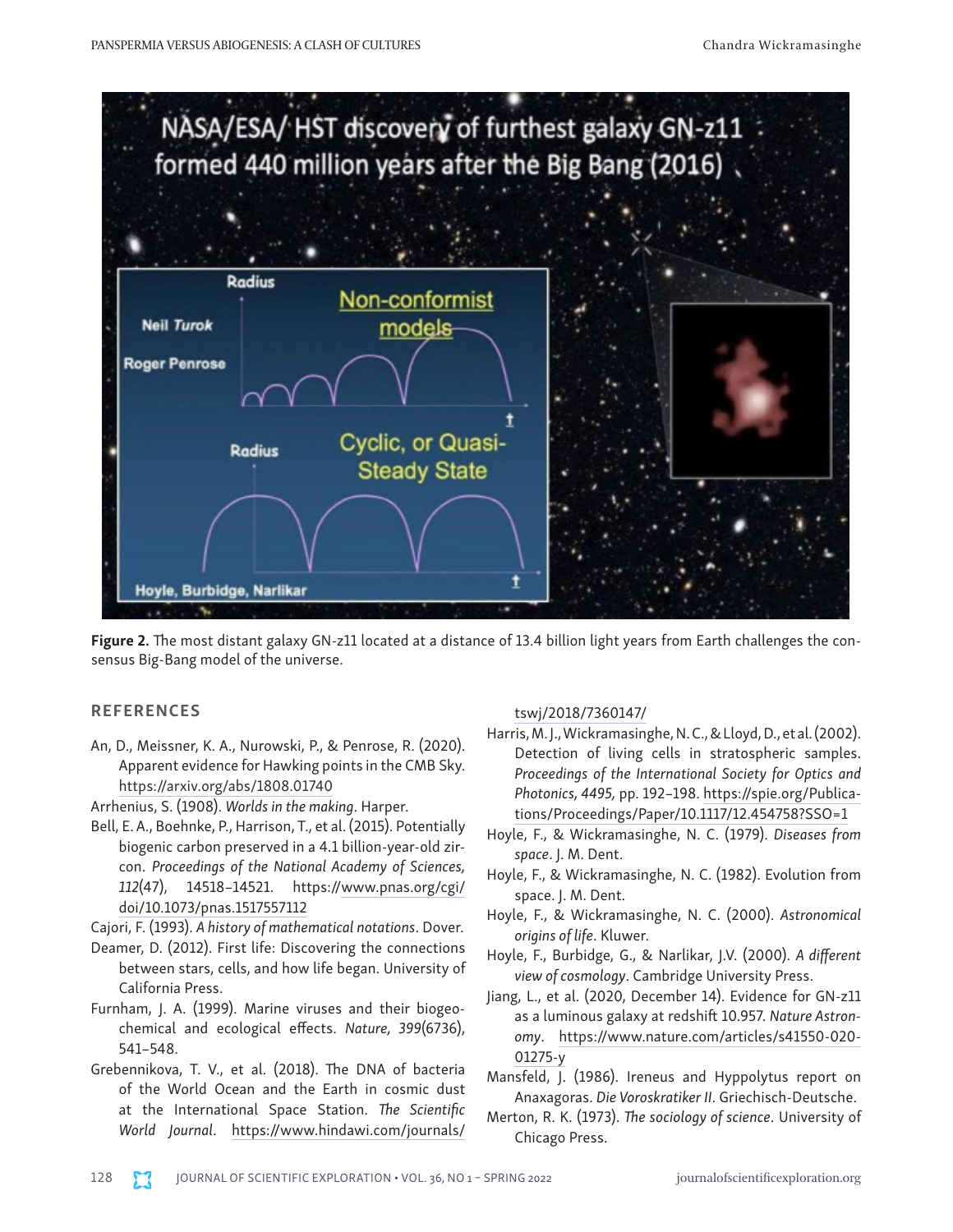**Figure 2.** The most distant galaxy GN-z11 located at a distance of 13.4 billion light years from Earth challenges the consensus Big-Bang model of the universe.

## REFERENCES

An, D., Meissner, K. A., Nurowski, P., & Penrose, R. (2020). Apparent evidence for Hawking points in the CMB Sky. https://arxiv.org/abs/1808.01740

Arrhenius, S. (1908). *Worlds in the making*. Harper.

Bell, E. A., Boehnke, P., Harrison, T., et al. (2015). Potentially biogenic carbon preserved in a 4.1 billion-year-old zircon. *Proceedings of the National Academy of Sciences, 112*(47), 14518–14521. https://www.pnas.org/cgi/doi/10.1073/pnas.1517557112

Cajori, F. (1993). *A history of mathematical notations*. Dover.

Deamer, D. (2012). First life: Discovering the connections between stars, cells, and how life began. University of California Press.

Furnham, J. A. (1999). Marine viruses and their biogeochemical and ecological effects. *Nature, 399*(6736), 541–548.

Grebennikova, T. V., et al. (2018). The DNA of bacteria of the World Ocean and the Earth in cosmic dust at the International Space Station. *The Scientific World Journal*. https://www.hindawi.com/journals/tswj/2018/7360147/

Harris, M. J., Wickramasinghe, N. C., & Lloyd, D., et al. (2002). Detection of living cells in stratospheric samples. *Proceedings of the International Society for Optics and Photonics, 4495,* pp. 192–198. https://spie.org/Publications/Proceedings/Paper/10.1117/12.454758?SSO=1

Hoyle, F., & Wickramasinghe, N. C. (1979). *Diseases from space*. J. M. Dent.

Hoyle, F., & Wickramasinghe, N. C. (1982). Evolution from space. J. M. Dent.

Hoyle, F., & Wickramasinghe, N. C. (2000). *Astronomical origins of life*. Kluwer.

Hoyle, F., Burbidge, G., & Narlikar, J.V. (2000). *A different view of cosmology*. Cambridge University Press.

Jiang, L., et al. (2020, December 14). Evidence for GN-z11 as a luminous galaxy at redshift 10.957. *Nature Astronomy*. https://www.nature.com/articles/s41550-020-01275-y

Mansfeld, J. (1986). Ireneus and Hyppolytus report on Anaxagoras. *Die Voroskratiker II*. Griechisch-Deutsche.

Merton, R. K. (1973). *The sociology of science*. University of Chicago Press.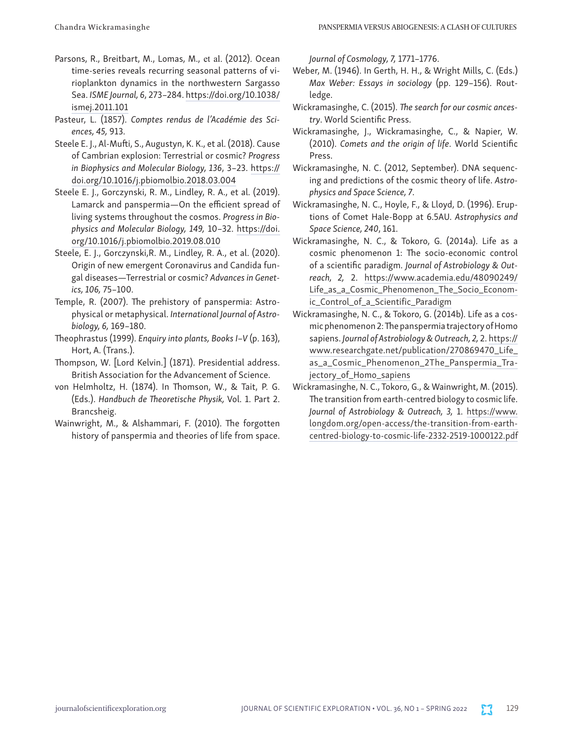Parsons, R., Breitbart, M., Lomas, M., et al. (2012). Ocean time-series reveals recurring seasonal patterns of virioplankton dynamics in the northwestern Sargasso Sea. *ISME Journal, 6*, 273–284. https://doi.org/10.1038/ismej.2011.101

Pasteur, L. (1857). *Comptes rendus de l'Académie des Sciences, 45,* 913.

Steele E. J., Al-Mufti, S., Augustyn, K. K., et al. (2018). Cause of Cambrian explosion: Terrestrial or cosmic? *Progress in Biophysics and Molecular Biology, 136*, 3–23. https://doi.org/10.1016/j.pbiomolbio.2018.03.004

Steele E. J., Gorczynski, R. M., Lindley, R. A., et al. (2019). Lamarck and panspermia—On the efficient spread of living systems throughout the cosmos. *Progress in Biophysics and Molecular Biology, 149,* 10–32. https://doi.org/10.1016/j.pbiomolbio.2019.08.010

Steele, E. J., Gorczynski,R. M., Lindley, R. A., et al. (2020). Origin of new emergent Coronavirus and Candida fungal diseases—Terrestrial or cosmic? *Advances in Genetics, 106,* 75–100.

Temple, R. (2007). The prehistory of panspermia: Astrophysical or metaphysical. *International Journal of Astrobiology, 6,* 169–180.

Theophrastus (1999). *Enquiry into plants, Books I–V* (p. 163), Hort, A. (Trans.).

Thompson, W. [Lord Kelvin.] (1871). Presidential address. British Association for the Advancement of Science.

von Helmholtz, H. (1874). In Thomson, W., & Tait, P. G. (Eds.). *Handbuch de Theoretische Physik,* Vol. 1. Part 2. Brancsheig.

Wainwright, M., & Alshammari, F. (2010). The forgotten history of panspermia and theories of life from space. *Journal of Cosmology, 7,* 1771–1776.

Weber, M. (1946). In Gerth, H. H., & Wright Mills, C. (Eds.) *Max Weber: Essays in sociology* (pp. 129–156). Routledge.

Wickramasinghe, C. (2015). *The search for our cosmic ancestry*. World Scientific Press.

Wickramasinghe, J., Wickramasinghe, C., & Napier, W. (2010). *Comets and the origin of life*. World Scientific Press.

Wickramasinghe, N. C. (2012, September). DNA sequencing and predictions of the cosmic theory of life. *Astrophysics and Space Science, 7*.

Wickramasinghe, N. C., Hoyle, F., & Lloyd, D. (1996). Eruptions of Comet Hale-Bopp at 6.5AU. *Astrophysics and Space Science, 240*, 161.

Wickramasinghe, N. C., & Tokoro, G. (2014a). Life as a cosmic phenomenon 1: The socio-economic control of a scientific paradigm. *Journal of Astrobiology & Outreach, 2,* 2. https://www.academia.edu/48090249/Life_as_a_Cosmic_Phenomenon_The_Socio_Economic_Control_of_a_Scientific_Paradigm

Wickramasinghe, N. C., & Tokoro, G. (2014b). Life as a cosmic phenomenon 2: The panspermia trajectory of Homo sapiens. *Journal of Astrobiology & Outreach, 2,* 2. https://www.researchgate.net/publication/270869470_Life_as_a_Cosmic_Phenomenon_2The_Panspermia_Trajectory_of_Homo_sapiens

Wickramasinghe, N. C., Tokoro, G., & Wainwright, M. (2015). The transition from earth-centred biology to cosmic life. *Journal of Astrobiology & Outreach, 3,* 1. https://www.longdom.org/open-access/the-transition-from-earth-centred-biology-to-cosmic-life-2332-2519-1000122.pdf